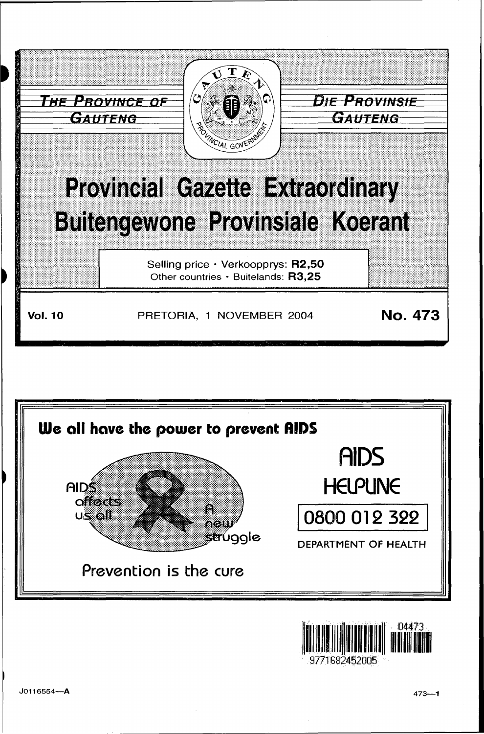THE PROVINCE OF GAUTENG

DIE PROVINSIE GAUTENG

# Provincial Gazette Extraordinary
# Buitengewone Provinsiale Koerant

Selling price · Verkoopprys: **R2,50**
Other countries · Buitelands: **R3,25**

**Vol. 10** PRETORIA, 1 NOVEMBER 2004 **No. 473**

**We all have the power to prevent AIDS**

AIDS affects us all

A new struggle

Prevention is the cure

AIDS HELPLINE

0800 012 322

DEPARTMENT OF HEALTH

J0116554—A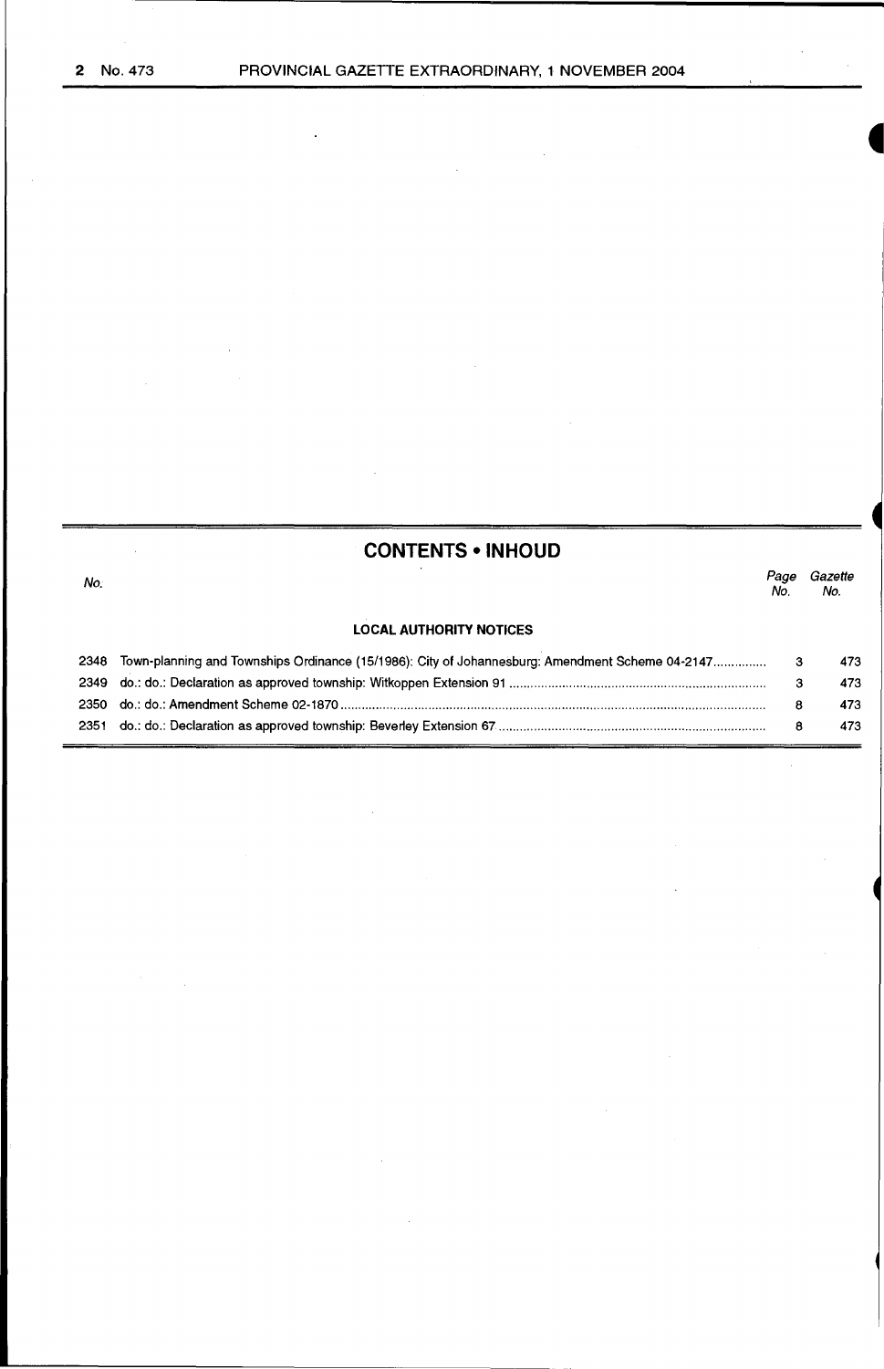## CONTENTS • INHOUD

| No. | | Page No. | Gazette No. |
|---|---|---|---|
| | **LOCAL AUTHORITY NOTICES** | | |
| 2348 | Town-planning and Townships Ordinance (15/1986): City of Johannesburg: Amendment Scheme 04-2147 | 3 | 473 |
| 2349 | do.: do.: Declaration as approved township: Witkoppen Extension 91 | 3 | 473 |
| 2350 | do.: do.: Amendment Scheme 02-1870 | 8 | 473 |
| 2351 | do.: do.: Declaration as approved township: Beverley Extension 67 | 8 | 473 |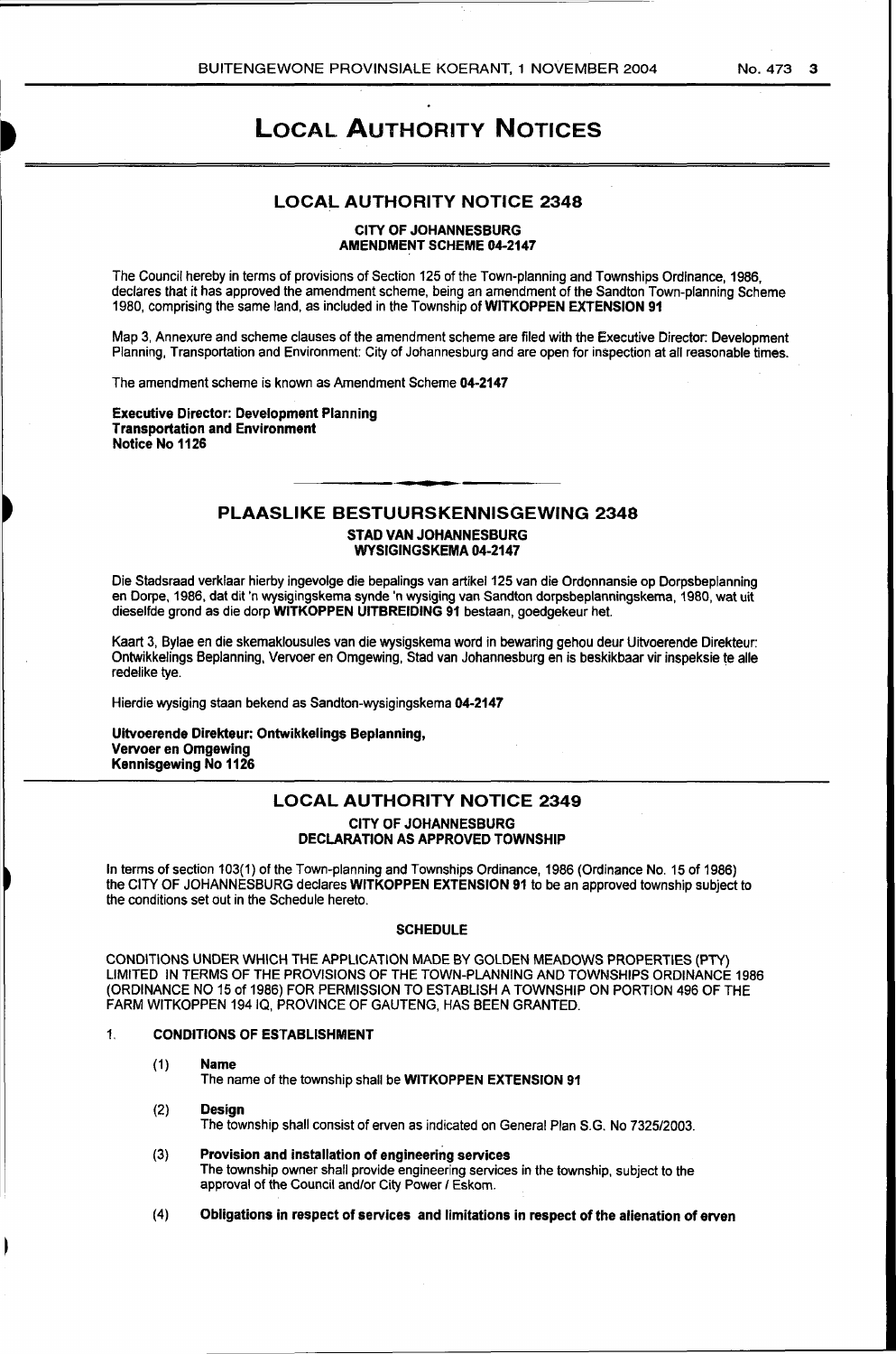# LOCAL AUTHORITY NOTICES

## LOCAL AUTHORITY NOTICE 2348

**CITY OF JOHANNESBURG**
**AMENDMENT SCHEME 04-2147**

The Council hereby in terms of provisions of Section 125 of the Town-planning and Townships Ordinance, 1986, declares that it has approved the amendment scheme, being an amendment of the Sandton Town-planning Scheme 1980, comprising the same land, as included in the Township of **WITKOPPEN EXTENSION 91**

Map 3, Annexure and scheme clauses of the amendment scheme are filed with the Executive Director: Development Planning, Transportation and Environment: City of Johannesburg and are open for inspection at all reasonable times.

The amendment scheme is known as Amendment Scheme **04-2147**

**Executive Director: Development Planning**
**Transportation and Environment**
**Notice No 1126**

## PLAASLIKE BESTUURSKENNISGEWING 2348

**STAD VAN JOHANNESBURG**
**WYSIGINGSKEMA 04-2147**

Die Stadsraad verklaar hierby ingevolge die bepalings van artikel 125 van die Ordonnansie op Dorpsbeplanning en Dorpe, 1986, dat dit 'n wysigingskema synde 'n wysiging van Sandton dorpsbeplanningskema, 1980, wat uit dieselfde grond as die dorp **WITKOPPEN UITBREIDING 91** bestaan, goedgekeur het.

Kaart 3, Bylae en die skemaklousules van die wysigskema word in bewaring gehou deur Uitvoerende Direkteur: Ontwikkelings Beplanning, Vervoer en Omgewing, Stad van Johannesburg en is beskikbaar vir inspeksie te alle redelike tye.

Hierdie wysiging staan bekend as Sandton-wysigingskema **04-2147**

**Uitvoerende Direkteur: Ontwikkelings Beplanning,**
**Vervoer en Omgewing**
**Kennisgewing No 1126**

## LOCAL AUTHORITY NOTICE 2349

**CITY OF JOHANNESBURG**
**DECLARATION AS APPROVED TOWNSHIP**

In terms of section 103(1) of the Town-planning and Townships Ordinance, 1986 (Ordinance No. 15 of 1986) the CITY OF JOHANNESBURG declares **WITKOPPEN EXTENSION 91** to be an approved township subject to the conditions set out in the Schedule hereto.

**SCHEDULE**

CONDITIONS UNDER WHICH THE APPLICATION MADE BY GOLDEN MEADOWS PROPERTIES (PTY) LIMITED IN TERMS OF THE PROVISIONS OF THE TOWN-PLANNING AND TOWNSHIPS ORDINANCE 1986 (ORDINANCE NO 15 of 1986) FOR PERMISSION TO ESTABLISH A TOWNSHIP ON PORTION 496 OF THE FARM WITKOPPEN 194 IQ, PROVINCE OF GAUTENG, HAS BEEN GRANTED.

1. **CONDITIONS OF ESTABLISHMENT**

   (1) **Name**
   The name of the township shall be **WITKOPPEN EXTENSION 91**

   (2) **Design**
   The township shall consist of erven as indicated on General Plan S.G. No 7325/2003.

   (3) **Provision and installation of engineering services**
   The township owner shall provide engineering services in the township, subject to the approval of the Council and/or City Power / Eskom.

   (4) **Obligations in respect of services and limitations in respect of the alienation of erven**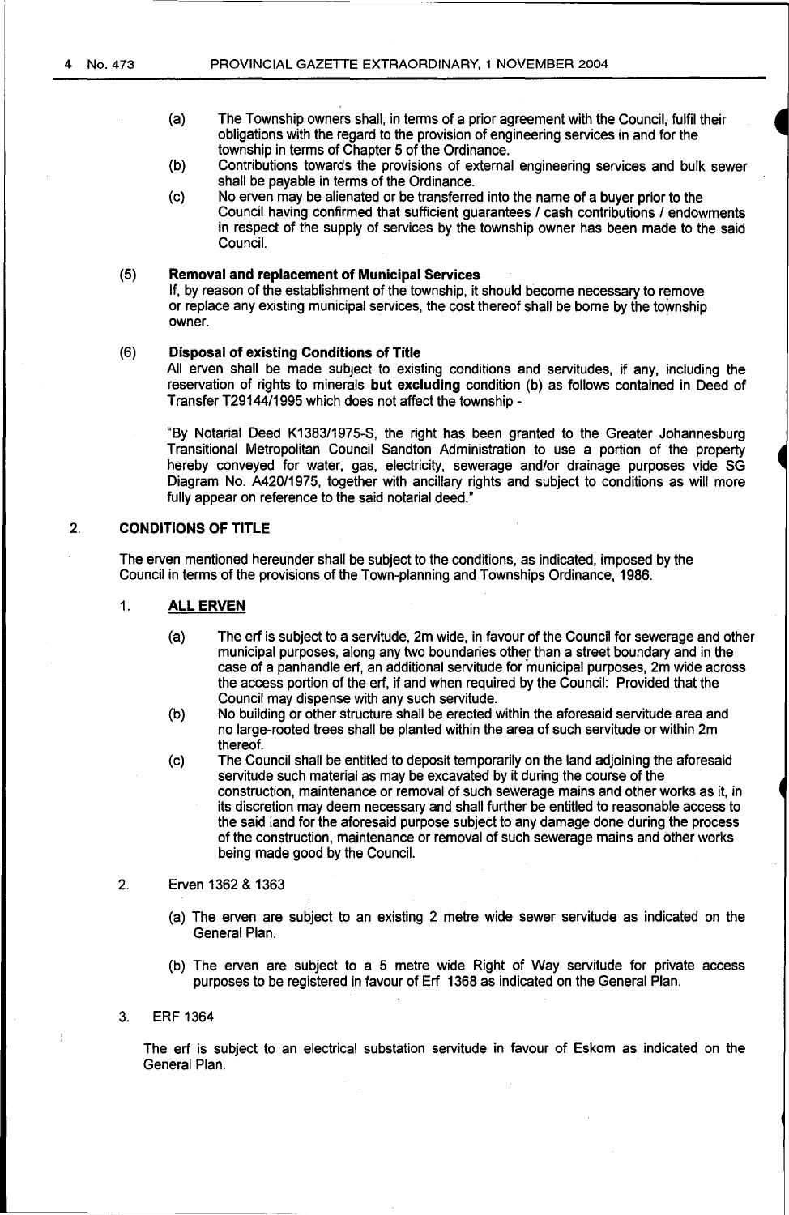(a) The Township owners shall, in terms of a prior agreement with the Council, fulfil their obligations with the regard to the provision of engineering services in and for the township in terms of Chapter 5 of the Ordinance.

(b) Contributions towards the provisions of external engineering services and bulk sewer shall be payable in terms of the Ordinance.

(c) No erven may be alienated or be transferred into the name of a buyer prior to the Council having confirmed that sufficient guarantees / cash contributions / endowments in respect of the supply of services by the township owner has been made to the said Council.

(5) **Removal and replacement of Municipal Services**

If, by reason of the establishment of the township, it should become necessary to remove or replace any existing municipal services, the cost thereof shall be borne by the township owner.

(6) **Disposal of existing Conditions of Title**

All erven shall be made subject to existing conditions and servitudes, if any, including the reservation of rights to minerals **but excluding** condition (b) as follows contained in Deed of Transfer T29144/1995 which does not affect the township -

"By Notarial Deed K1383/1975-S, the right has been granted to the Greater Johannesburg Transitional Metropolitan Council Sandton Administration to use a portion of the property hereby conveyed for water, gas, electricity, sewerage and/or drainage purposes vide SG Diagram No. A420/1975, together with ancillary rights and subject to conditions as will more fully appear on reference to the said notarial deed."

2. **CONDITIONS OF TITLE**

The erven mentioned hereunder shall be subject to the conditions, as indicated, imposed by the Council in terms of the provisions of the Town-planning and Townships Ordinance, 1986.

1. **ALL ERVEN**

(a) The erf is subject to a servitude, 2m wide, in favour of the Council for sewerage and other municipal purposes, along any two boundaries other than a street boundary and in the case of a panhandle erf, an additional servitude for municipal purposes, 2m wide across the access portion of the erf, if and when required by the Council: Provided that the Council may dispense with any such servitude.

(b) No building or other structure shall be erected within the aforesaid servitude area and no large-rooted trees shall be planted within the area of such servitude or within 2m thereof.

(c) The Council shall be entitled to deposit temporarily on the land adjoining the aforesaid servitude such material as may be excavated by it during the course of the construction, maintenance or removal of such sewerage mains and other works as it, in its discretion may deem necessary and shall further be entitled to reasonable access to the said land for the aforesaid purpose subject to any damage done during the process of the construction, maintenance or removal of such sewerage mains and other works being made good by the Council.

2. Erven 1362 & 1363

(a) The erven are subject to an existing 2 metre wide sewer servitude as indicated on the General Plan.

(b) The erven are subject to a 5 metre wide Right of Way servitude for private access purposes to be registered in favour of Erf 1368 as indicated on the General Plan.

3. ERF 1364

The erf is subject to an electrical substation servitude in favour of Eskom as indicated on the General Plan.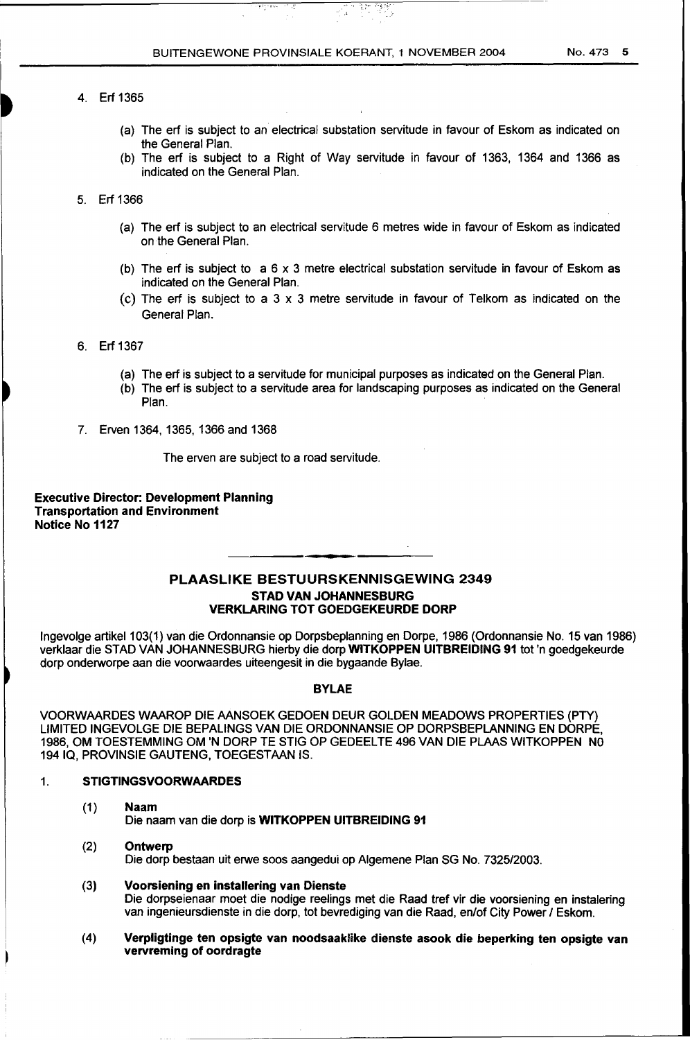4. Erf 1365

    (a) The erf is subject to an electrical substation servitude in favour of Eskom as indicated on the General Plan.
    (b) The erf is subject to a Right of Way servitude in favour of 1363, 1364 and 1366 as indicated on the General Plan.

5. Erf 1366

    (a) The erf is subject to an electrical servitude 6 metres wide in favour of Eskom as indicated on the General Plan.
    (b) The erf is subject to a 6 x 3 metre electrical substation servitude in favour of Eskom as indicated on the General Plan.
    (c) The erf is subject to a 3 x 3 metre servitude in favour of Telkom as indicated on the General Plan.

6. Erf 1367

    (a) The erf is subject to a servitude for municipal purposes as indicated on the General Plan.
    (b) The erf is subject to a servitude area for landscaping purposes as indicated on the General Plan.

7. Erven 1364, 1365, 1366 and 1368

    The erven are subject to a road servitude.

**Executive Director: Development Planning**
**Transportation and Environment**
**Notice No 1127**

## PLAASLIKE BESTUURSKENNISGEWING 2349

### STAD VAN JOHANNESBURG
### VERKLARING TOT GOEDGEKEURDE DORP

Ingevolge artikel 103(1) van die Ordonnansie op Dorpsbeplanning en Dorpe, 1986 (Ordonnansie No. 15 van 1986) verklaar die STAD VAN JOHANNESBURG hierby die dorp **WITKOPPEN UITBREIDING 91** tot 'n goedgekeurde dorp onderworpe aan die voorwaardes uiteengesit in die bygaande Bylae.

### BYLAE

VOORWAARDES WAAROP DIE AANSOEK GEDOEN DEUR GOLDEN MEADOWS PROPERTIES (PTY) LIMITED INGEVOLGE DIE BEPALINGS VAN DIE ORDONNANSIE OP DORPSBEPLANNING EN DORPE, 1986, OM TOESTEMMING OM 'N DORP TE STIG OP GEDEELTE 496 VAN DIE PLAAS WITKOPPEN NO 194 IQ, PROVINSIE GAUTENG, TOEGESTAAN IS.

1. **STIGTINGSVOORWAARDES**

    (1) **Naam**
    Die naam van die dorp is **WITKOPPEN UITBREIDING 91**

    (2) **Ontwerp**
    Die dorp bestaan uit erwe soos aangedui op Algemene Plan SG No. 7325/2003.

    (3) **Voorsiening en installering van Dienste**
    Die dorpseienaar moet die nodige reelings met die Raad tref vir die voorsiening en instalering van ingenieursdienste in die dorp, tot bevrediging van die Raad, en/of City Power / Eskom.

    (4) **Verpligtinge ten opsigte van noodsaaklike dienste asook die beperking ten opsigte van vervreming of oordragte**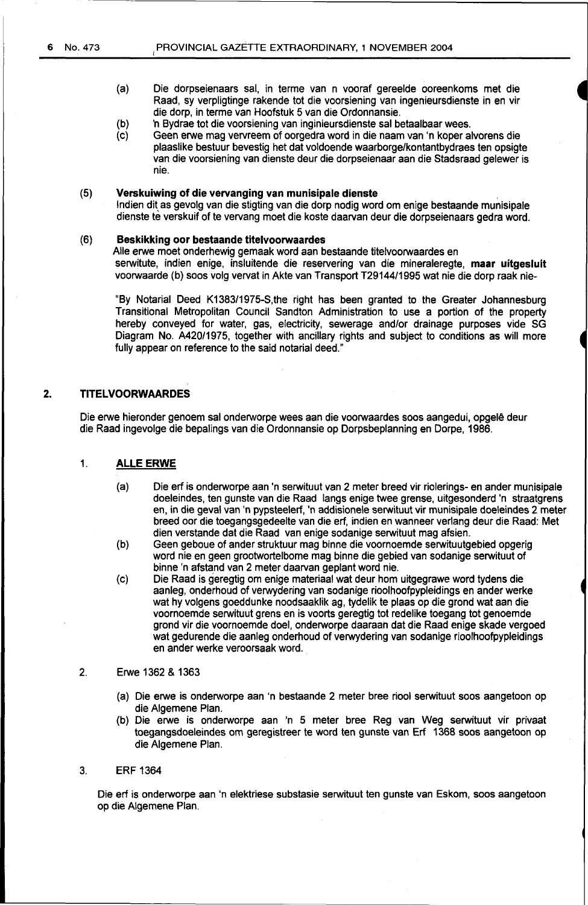(a) Die dorpseienaars sal, in terme van n vooraf gereelde ooreenkoms met die Raad, sy verpligtinge rakende tot die voorsiening van ingenieursdienste in en vir die dorp, in terme van Hoofstuk 5 van die Ordonnansie.

(b) 'n Bydrae tot die voorsiening van inginieursdienste sal betaalbaar wees.

(c) Geen erwe mag vervreem of oorgedra word in die naam van 'n koper alvorens die plaaslike bestuur bevestig het dat voldoende waarborge/kontantbydraes ten opsigte van die voorsiening van dienste deur die dorpseienaar aan die Stadsraad gelewer is nie.

(5) **Verskuiwing of die vervanging van munisipale dienste**

Indien dit as gevolg van die stigting van die dorp nodig word om enige bestaande munisipale dienste te verskuif of te vervang moet die koste daarvan deur die dorpseienaars gedra word.

(6) **Beskikking oor bestaande titelvoorwaardes**

Alle erwe moet onderhewig gemaak word aan bestaande titelvoorwaardes en serwitute, indien enige, insluitende die reservering van die mineraleregte, **maar uitgesluit** voorwaarde (b) soos volg vervat in Akte van Transport T29144/1995 wat nie die dorp raak nie-

"By Notarial Deed K1383/1975-S,the right has been granted to the Greater Johannesburg Transitional Metropolitan Council Sandton Administration to use a portion of the property hereby conveyed for water, gas, electricity, sewerage and/or drainage purposes vide SG Diagram No. A420/1975, together with ancillary rights and subject to conditions as will more fully appear on reference to the said notarial deed."

## 2. TITELVOORWAARDES

Die erwe hieronder genoem sal onderworpe wees aan die voorwaardes soos aangedui, opgelê deur die Raad ingevolge die bepalings van die Ordonnansie op Dorpsbeplanning en Dorpe, 1986.

### 1. ALLE ERWE

(a) Die erf is onderworpe aan 'n serwituut van 2 meter breed vir riolerings- en ander munisipale doeleindes, ten gunste van die Raad langs enige twee grense, uitgesonderd 'n straatgrens en, in die geval van 'n pypsteelerf, 'n addisionele serwituut vir munisipale doeleindes 2 meter breed oor die toegangsgedeelte van die erf, indien en wanneer verlang deur die Raad: Met dien verstande dat die Raad van enige sodanige serwituut mag afsien.

(b) Geen geboue of ander struktuur mag binne die voornoemde serwituutgebied opgerig word nie en geen grootwortelbome mag binne die gebied van sodanige serwituut of binne 'n afstand van 2 meter daarvan geplant word nie.

(c) Die Raad is geregtig om enige materiaal wat deur hom uitgegrawe word tydens die aanleg, onderhoud of verwydering van sodanige rioolhoofpypleidings en ander werke wat hy volgens goeddunke noodsaaklik ag, tydelik te plaas op die grond wat aan die voornoemde serwituut grens en is voorts geregtig tot redelike toegang tot genoemde grond vir die voornoemde doel, onderworpe daaraan dat die Raad enige skade vergoed wat gedurende die aanleg onderhoud of verwydering van sodanige rioolhoofpypleidings en ander werke veroorsaak word.

### 2. Erwe 1362 & 1363

(a) Die erwe is onderworpe aan 'n bestaande 2 meter bree riool serwituut soos aangetoon op die Algemene Plan.

(b) Die erwe is onderworpe aan 'n 5 meter bree Reg van Weg serwituut vir privaat toegangsdoeleindes om geregistreer te word ten gunste van Erf 1368 soos aangetoon op die Algemene Plan.

### 3. ERF 1364

Die erf is onderworpe aan 'n elektriese substasie serwituut ten gunste van Eskom, soos aangetoon op die Algemene Plan.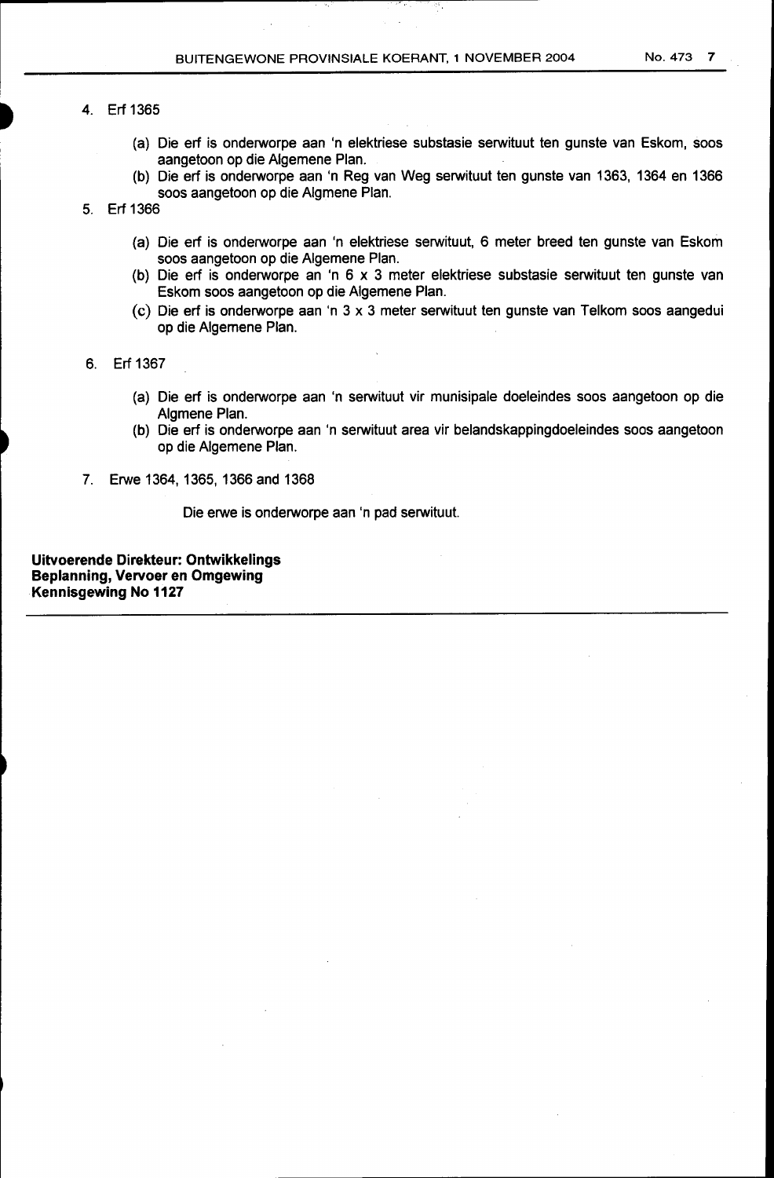4. Erf 1365

   (a) Die erf is onderworpe aan 'n elektriese substasie serwituut ten gunste van Eskom, soos aangetoon op die Algemene Plan.
   (b) Die erf is onderworpe aan 'n Reg van Weg serwituut ten gunste van 1363, 1364 en 1366 soos aangetoon op die Algmene Plan.

5. Erf 1366

   (a) Die erf is onderworpe aan 'n elektriese serwituut, 6 meter breed ten gunste van Eskom soos aangetoon op die Algemene Plan.
   (b) Die erf is onderworpe an 'n 6 x 3 meter elektriese substasie serwituut ten gunste van Eskom soos aangetoon op die Algemene Plan.
   (c) Die erf is onderworpe aan 'n 3 x 3 meter serwituut ten gunste van Telkom soos aangedui op die Algemene Plan.

6. Erf 1367

   (a) Die erf is onderworpe aan 'n serwituut vir munisipale doeleindes soos aangetoon op die Algmene Plan.
   (b) Die erf is onderworpe aan 'n serwituut area vir belandskappingdoeleindes soos aangetoon op die Algemene Plan.

7. Erwe 1364, 1365, 1366 and 1368

   Die erwe is onderworpe aan 'n pad serwituut.

**Uitvoerende Direkteur: Ontwikkelings**
**Beplanning, Vervoer en Omgewing**
**Kennisgewing No 1127**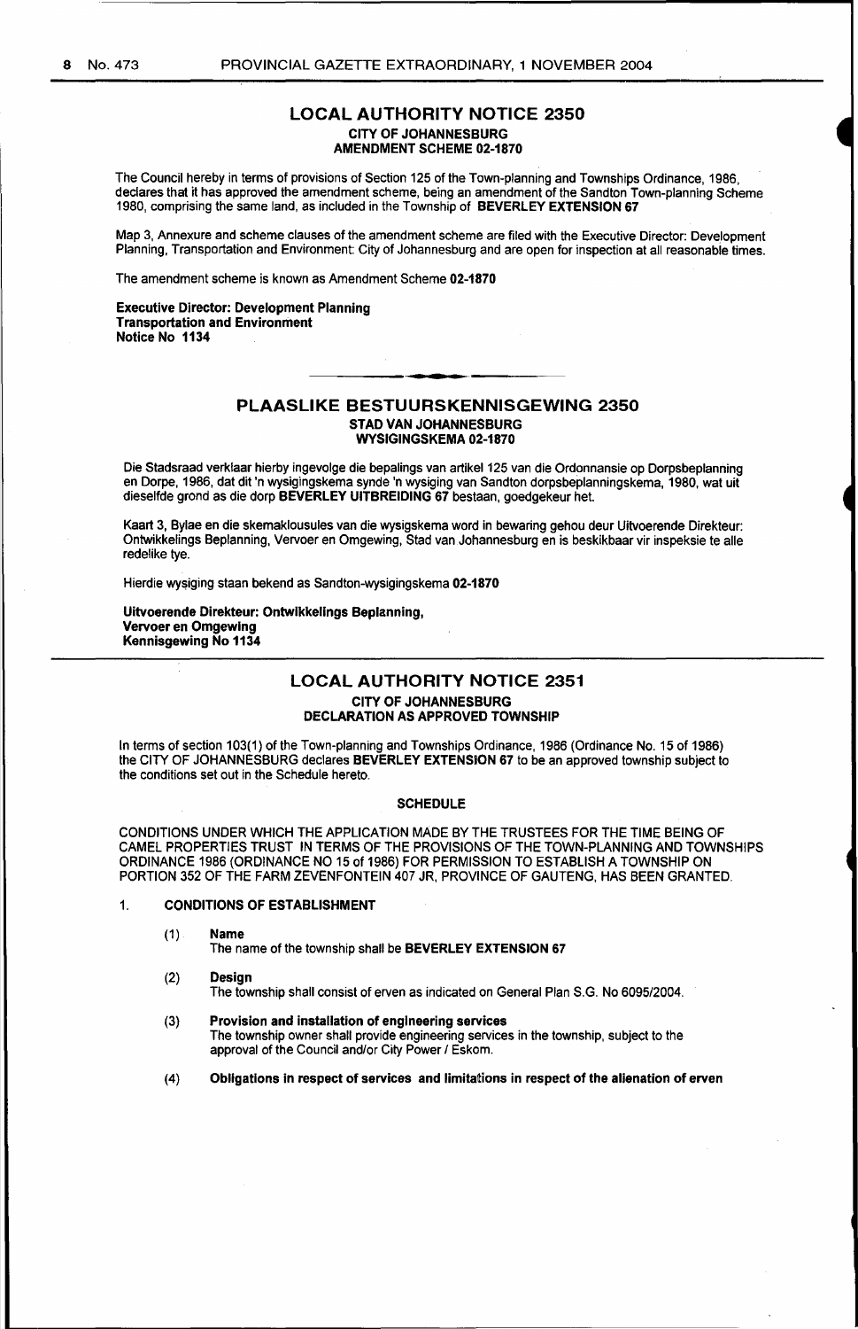## LOCAL AUTHORITY NOTICE 2350

**CITY OF JOHANNESBURG**
**AMENDMENT SCHEME 02-1870**

The Council hereby in terms of provisions of Section 125 of the Town-planning and Townships Ordinance, 1986, declares that it has approved the amendment scheme, being an amendment of the Sandton Town-planning Scheme 1980, comprising the same land, as included in the Township of **BEVERLEY EXTENSION 67**

Map 3, Annexure and scheme clauses of the amendment scheme are filed with the Executive Director: Development Planning, Transportation and Environment: City of Johannesburg and are open for inspection at all reasonable times.

The amendment scheme is known as Amendment Scheme **02-1870**

**Executive Director: Development Planning**
**Transportation and Environment**
**Notice No 1134**

---

## PLAASLIKE BESTUURSKENNISGEWING 2350

**STAD VAN JOHANNESBURG**
**WYSIGINGSKEMA 02-1870**

Die Stadsraad verklaar hierby ingevolge die bepalings van artikel 125 van die Ordonnansie op Dorpsbeplanning en Dorpe, 1986, dat dit 'n wysigingskema synde 'n wysiging van Sandton dorpsbeplanningskema, 1980, wat uit dieselfde grond as die dorp **BEVERLEY UITBREIDING 67** bestaan, goedgekeur het.

Kaart 3, Bylae en die skemaklousules van die wysigskema word in bewaring gehou deur Uitvoerende Direkteur: Ontwikkelings Beplanning, Vervoer en Omgewing, Stad van Johannesburg en is beskikbaar vir inspeksie te alle redelike tye.

Hierdie wysiging staan bekend as Sandton-wysigingskema **02-1870**

**Uitvoerende Direkteur: Ontwikkelings Beplanning,**
**Vervoer en Omgewing**
**Kennisgewing No 1134**

---

## LOCAL AUTHORITY NOTICE 2351

**CITY OF JOHANNESBURG**
**DECLARATION AS APPROVED TOWNSHIP**

In terms of section 103(1) of the Town-planning and Townships Ordinance, 1986 (Ordinance No. 15 of 1986) the CITY OF JOHANNESBURG declares **BEVERLEY EXTENSION 67** to be an approved township subject to the conditions set out in the Schedule hereto.

### SCHEDULE

CONDITIONS UNDER WHICH THE APPLICATION MADE BY THE TRUSTEES FOR THE TIME BEING OF CAMEL PROPERTIES TRUST IN TERMS OF THE PROVISIONS OF THE TOWN-PLANNING AND TOWNSHIPS ORDINANCE 1986 (ORDINANCE NO 15 of 1986) FOR PERMISSION TO ESTABLISH A TOWNSHIP ON PORTION 352 OF THE FARM ZEVENFONTEIN 407 JR, PROVINCE OF GAUTENG, HAS BEEN GRANTED.

1. **CONDITIONS OF ESTABLISHMENT**

   (1) **Name**
   The name of the township shall be **BEVERLEY EXTENSION 67**

   (2) **Design**
   The township shall consist of erven as indicated on General Plan S.G. No 6095/2004.

   (3) **Provision and installation of engineering services**
   The township owner shall provide engineering services in the township, subject to the approval of the Council and/or City Power / Eskom.

   (4) **Obligations in respect of services and limitations in respect of the alienation of erven**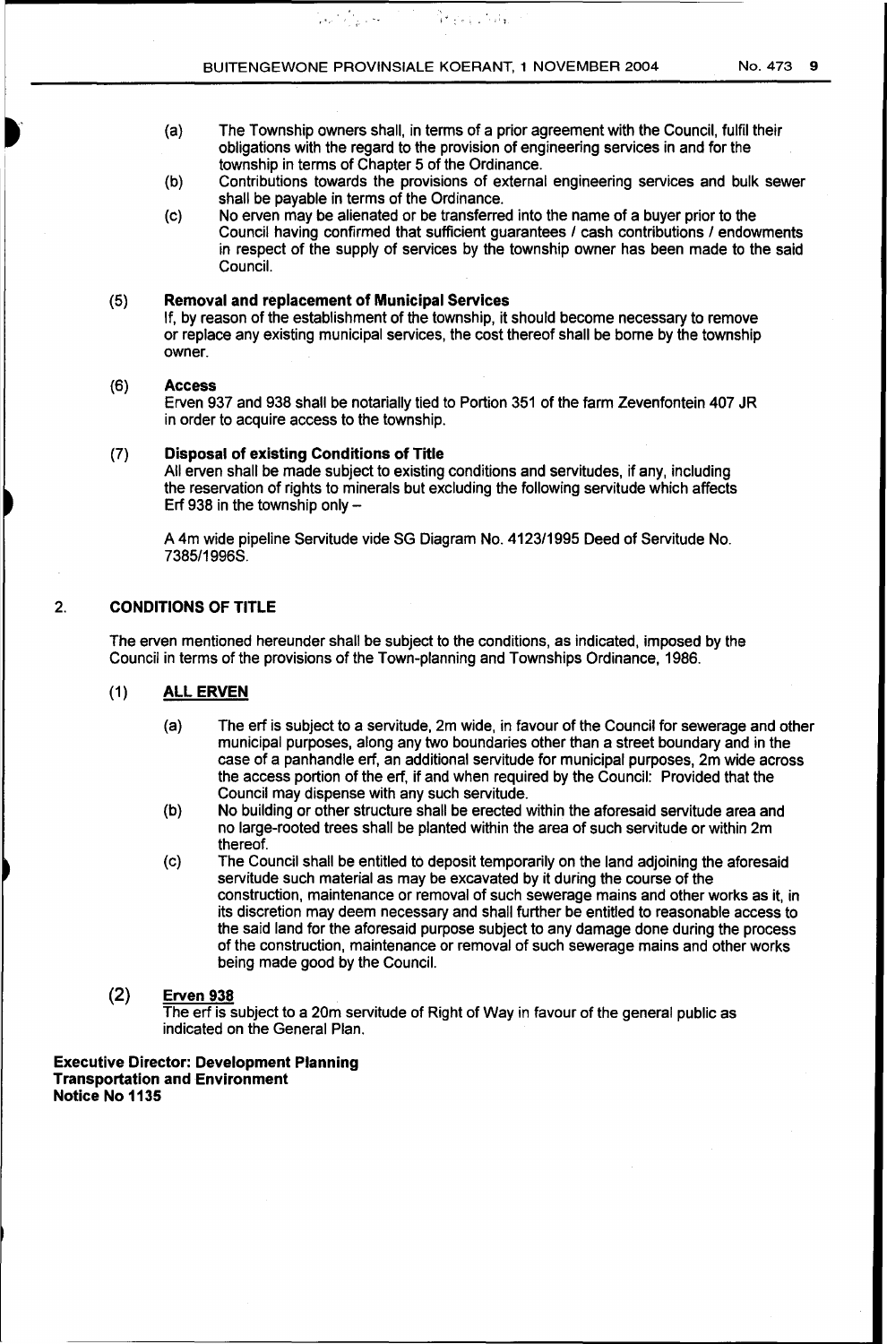(a) The Township owners shall, in terms of a prior agreement with the Council, fulfil their obligations with the regard to the provision of engineering services in and for the township in terms of Chapter 5 of the Ordinance.

(b) Contributions towards the provisions of external engineering services and bulk sewer shall be payable in terms of the Ordinance.

(c) No erven may be alienated or be transferred into the name of a buyer prior to the Council having confirmed that sufficient guarantees / cash contributions / endowments in respect of the supply of services by the township owner has been made to the said Council.

(5) **Removal and replacement of Municipal Services**

If, by reason of the establishment of the township, it should become necessary to remove or replace any existing municipal services, the cost thereof shall be borne by the township owner.

(6) **Access**

Erven 937 and 938 shall be notarially tied to Portion 351 of the farm Zevenfontein 407 JR in order to acquire access to the township.

(7) **Disposal of existing Conditions of Title**

All erven shall be made subject to existing conditions and servitudes, if any, including the reservation of rights to minerals but excluding the following servitude which affects Erf 938 in the township only –

A 4m wide pipeline Servitude vide SG Diagram No. 4123/1995 Deed of Servitude No. 7385/1996S.

2. **CONDITIONS OF TITLE**

The erven mentioned hereunder shall be subject to the conditions, as indicated, imposed by the Council in terms of the provisions of the Town-planning and Townships Ordinance, 1986.

(1) **ALL ERVEN**

(a) The erf is subject to a servitude, 2m wide, in favour of the Council for sewerage and other municipal purposes, along any two boundaries other than a street boundary and in the case of a panhandle erf, an additional servitude for municipal purposes, 2m wide across the access portion of the erf, if and when required by the Council: Provided that the Council may dispense with any such servitude.

(b) No building or other structure shall be erected within the aforesaid servitude area and no large-rooted trees shall be planted within the area of such servitude or within 2m thereof.

(c) The Council shall be entitled to deposit temporarily on the land adjoining the aforesaid servitude such material as may be excavated by it during the course of the construction, maintenance or removal of such sewerage mains and other works as it, in its discretion may deem necessary and shall further be entitled to reasonable access to the said land for the aforesaid purpose subject to any damage done during the process of the construction, maintenance or removal of such sewerage mains and other works being made good by the Council.

(2) **Erven 938**

The erf is subject to a 20m servitude of Right of Way in favour of the general public as indicated on the General Plan.

**Executive Director: Development Planning**
**Transportation and Environment**
**Notice No 1135**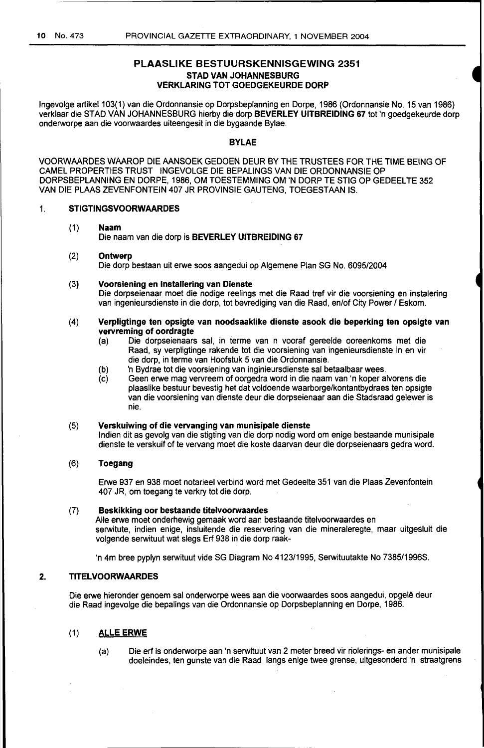## PLAASLIKE BESTUURSKENNISGEWING 2351

### STAD VAN JOHANNESBURG

### VERKLARING TOT GOEDGEKEURDE DORP

Ingevolge artikel 103(1) van die Ordonnansie op Dorpsbeplanning en Dorpe, 1986 (Ordonnansie No. 15 van 1986) verklaar die STAD VAN JOHANNESBURG hierby die dorp **BEVERLEY UITBREIDING 67** tot 'n goedgekeurde dorp onderworpe aan die voorwaardes uiteengesit in die bygaande Bylae.

### BYLAE

VOORWAARDES WAAROP DIE AANSOEK GEDOEN DEUR BY THE TRUSTEES FOR THE TIME BEING OF CAMEL PROPERTIES TRUST INGEVOLGE DIE BEPALINGS VAN DIE ORDONNANSIE OP DORPSBEPLANNING EN DORPE, 1986, OM TOESTEMMING OM 'N DORP TE STIG OP GEDEELTE 352 VAN DIE PLAAS ZEVENFONTEIN 407 JR PROVINSIE GAUTENG, TOEGESTAAN IS.

1. **STIGTINGSVOORWAARDES**

   (1) **Naam**
   Die naam van die dorp is **BEVERLEY UITBREIDING 67**

   (2) **Ontwerp**
   Die dorp bestaan uit erwe soos aangedui op Algemene Plan SG No. 6095/2004

   (3) **Voorsiening en installering van Dienste**
   Die dorpseienaar moet die nodige reelings met die Raad tref vir die voorsiening en instalering van ingenieursdienste in die dorp, tot bevrediging van die Raad, en/of City Power / Eskom.

   (4) **Verpligtinge ten opsigte van noodsaaklike dienste asook die beperking ten opsigte van vervreming of oordragte**

   (a) Die dorpseienaars sal, in terme van n vooraf gereelde ooreenkoms met die Raad, sy verpligtinge rakende tot die voorsiening van ingenieursdienste in en vir die dorp, in terme van Hoofstuk 5 van die Ordonnansie.

   (b) 'n Bydrae tot die voorsiening van inginieursdienste sal betaalbaar wees.

   (c) Geen erwe mag vervreem of oorgedra word in die naam van 'n koper alvorens die plaaslike bestuur bevestig het dat voldoende waarborge/kontantbydraes ten opsigte van die voorsiening van dienste deur die dorpseienaar aan die Stadsraad gelewer is nie.

   (5) **Verskuiwing of die vervanging van munisipale dienste**
   Indien dit as gevolg van die stigting van die dorp nodig word om enige bestaande munisipale dienste te verskuif of te vervang moet die koste daarvan deur die dorpseienaars gedra word.

   (6) **Toegang**

   Erwe 937 en 938 moet notarieel verbind word met Gedeelte 351 van die Plaas Zevenfontein 407 JR, om toegang te verkry tot die dorp.

   (7) **Beskikking oor bestaande titelvoorwaardes**
   Alle erwe moet onderhewig gemaak word aan bestaande titelvoorwaardes en serwitute, indien enige, insluitende die reservering van die mineraleregte, maar uitgesluit die volgende serwituut wat slegs Erf 938 in die dorp raak-

   'n 4m bree pyplyn serwituut vide SG Diagram No 4123/1995, Serwituutakte No 7385/1996S.

2. **TITELVOORWAARDES**

   Die erwe hieronder genoem sal onderworpe wees aan die voorwaardes soos aangedui, opgelê deur die Raad ingevolge die bepalings van die Ordonnansie op Dorpsbeplanning en Dorpe, 1986.

   (1) **ALLE ERWE**

   (a) Die erf is onderworpe aan 'n serwituut van 2 meter breed vir riolerings- en ander munisipale doeleindes, ten gunste van die Raad langs enige twee grense, uitgesonderd 'n straatgrens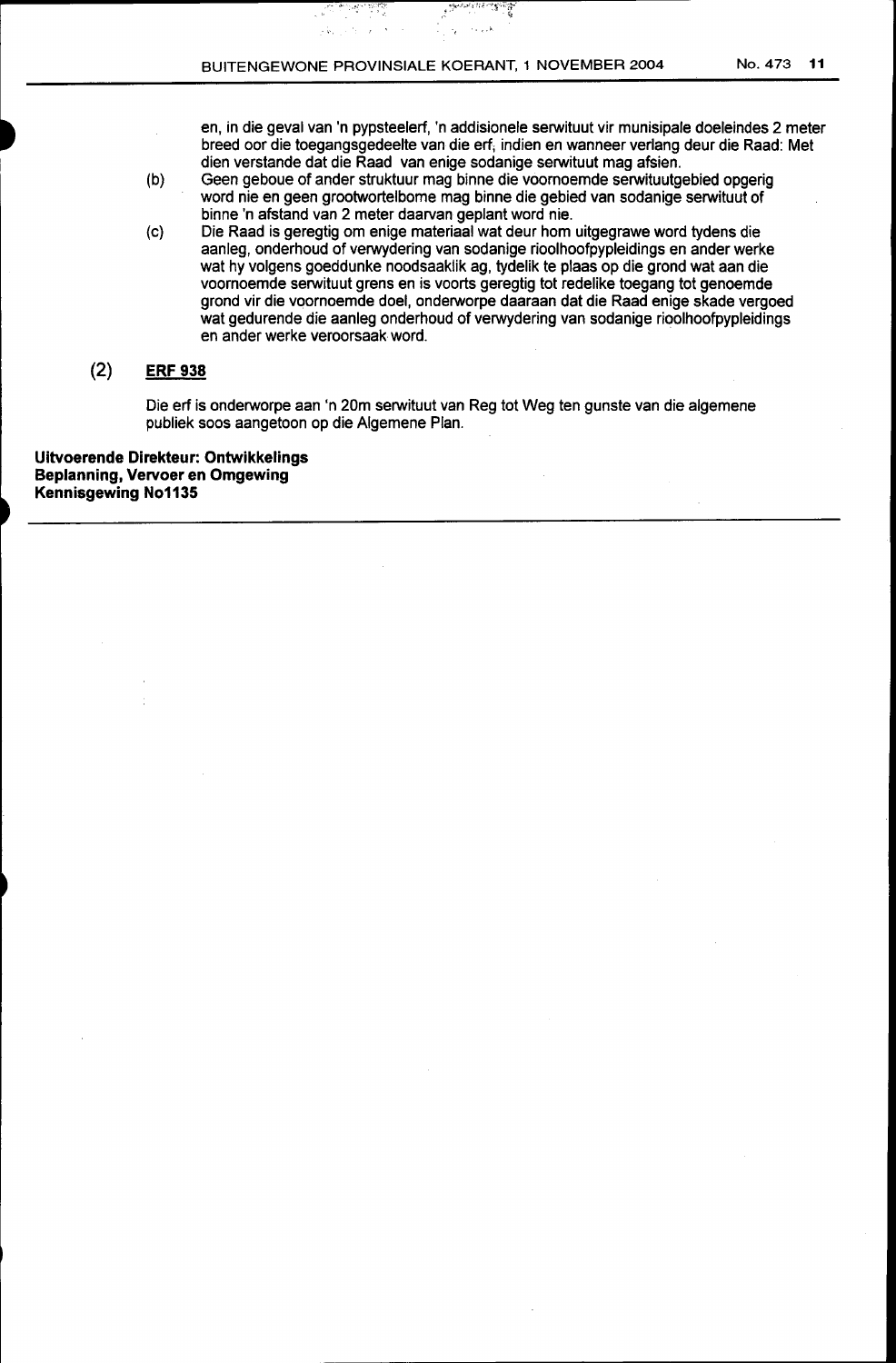en, in die geval van 'n pypsteelerf, 'n addisionele serwituut vir munisipale doeleindes 2 meter breed oor die toegangsgedeelte van die erf, indien en wanneer verlang deur die Raad: Met dien verstande dat die Raad van enige sodanige serwituut mag afsien.

(b) Geen geboue of ander struktuur mag binne die voornoemde serwituutgebied opgerig word nie en geen grootwortelbome mag binne die gebied van sodanige serwituut of binne 'n afstand van 2 meter daarvan geplant word nie.

(c) Die Raad is geregtig om enige materiaal wat deur hom uitgegrawe word tydens die aanleg, onderhoud of verwydering van sodanige rioolhoofpypleidings en ander werke wat hy volgens goeddunke noodsaaklik ag, tydelik te plaas op die grond wat aan die voornoemde serwituut grens en is voorts geregtig tot redelike toegang tot genoemde grond vir die voornoemde doel, onderworpe daaraan dat die Raad enige skade vergoed wat gedurende die aanleg onderhoud of verwydering van sodanige rioolhoofpypleidings en ander werke veroorsaak word.

(2) **ERF 938**

Die erf is onderworpe aan 'n 20m serwituut van Reg tot Weg ten gunste van die algemene publiek soos aangetoon op die Algemene Plan.

**Uitvoerende Direkteur: Ontwikkelings**
**Beplanning, Vervoer en Omgewing**
**Kennisgewing No1135**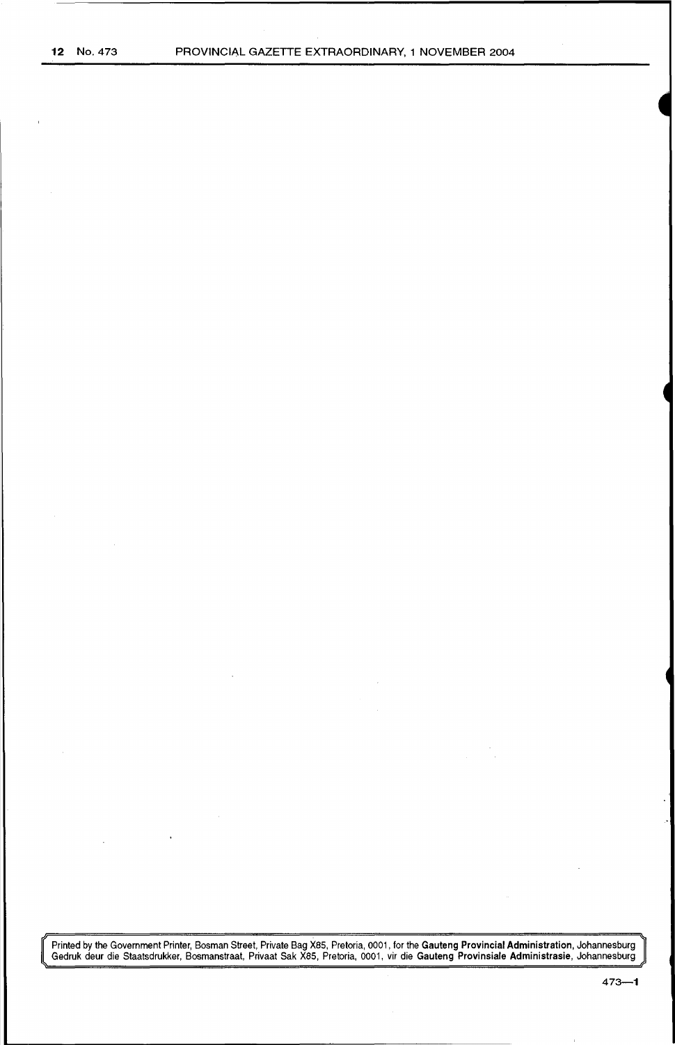Printed by the Government Printer, Bosman Street, Private Bag X85, Pretoria, 0001, for the **Gauteng Provincial Administration**, Johannesburg
Gedruk deur die Staatsdrukker, Bosmanstraat, Privaat Sak X85, Pretoria, 0001, vir die **Gauteng Provinsiale Administrasie**, Johannesburg

473—**1**